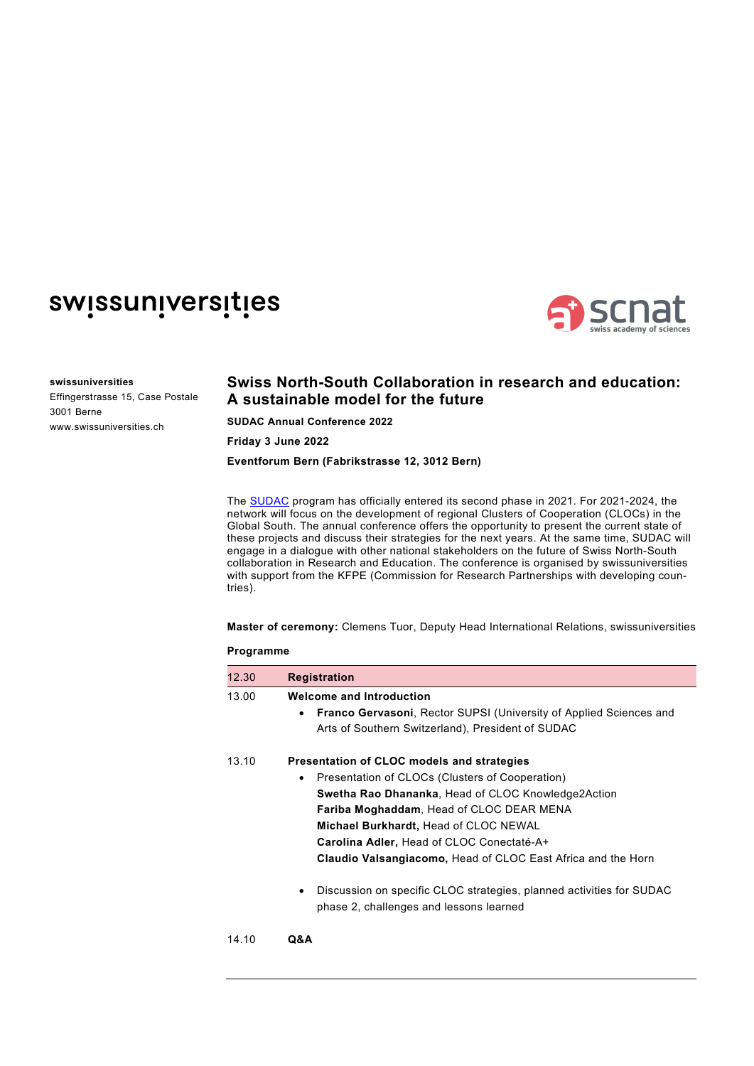swissuniversities

**swissuniversities**
Effingerstrasse 15, Case Postale
3001 Berne
www.swissuniversities.ch

# Swiss North-South Collaboration in research and education: A sustainable model for the future

**SUDAC Annual Conference 2022**

**Friday 3 June 2022**

**Eventforum Bern (Fabrikstrasse 12, 3012 Bern)**

The SUDAC program has officially entered its second phase in 2021. For 2021-2024, the network will focus on the development of regional Clusters of Cooperation (CLOCs) in the Global South. The annual conference offers the opportunity to present the current state of these projects and discuss their strategies for the next years. At the same time, SUDAC will engage in a dialogue with other national stakeholders on the future of Swiss North-South collaboration in Research and Education. The conference is organised by swissuniversities with support from the KFPE (Commission for Research Partnerships with developing countries).

**Master of ceremony:** Clemens Tuor, Deputy Head International Relations, swissuniversities

**Programme**

| | |
|---|---|
| 12.30 | **Registration** |
| 13.00 | **Welcome and Introduction**<br>• **Franco Gervasoni**, Rector SUPSI (University of Applied Sciences and Arts of Southern Switzerland), President of SUDAC |
| 13.10 | **Presentation of CLOC models and strategies**<br>• Presentation of CLOCs (Clusters of Cooperation)<br>**Swetha Rao Dhananka**, Head of CLOC Knowledge2Action<br>**Fariba Moghaddam**, Head of CLOC DEAR MENA<br>**Michael Burkhardt,** Head of CLOC NEWAL<br>**Carolina Adler,** Head of CLOC Conectaté-A+<br>**Claudio Valsangiacomo,** Head of CLOC East Africa and the Horn<br>• Discussion on specific CLOC strategies, planned activities for SUDAC phase 2, challenges and lessons learned |
| 14.10 | **Q&A** |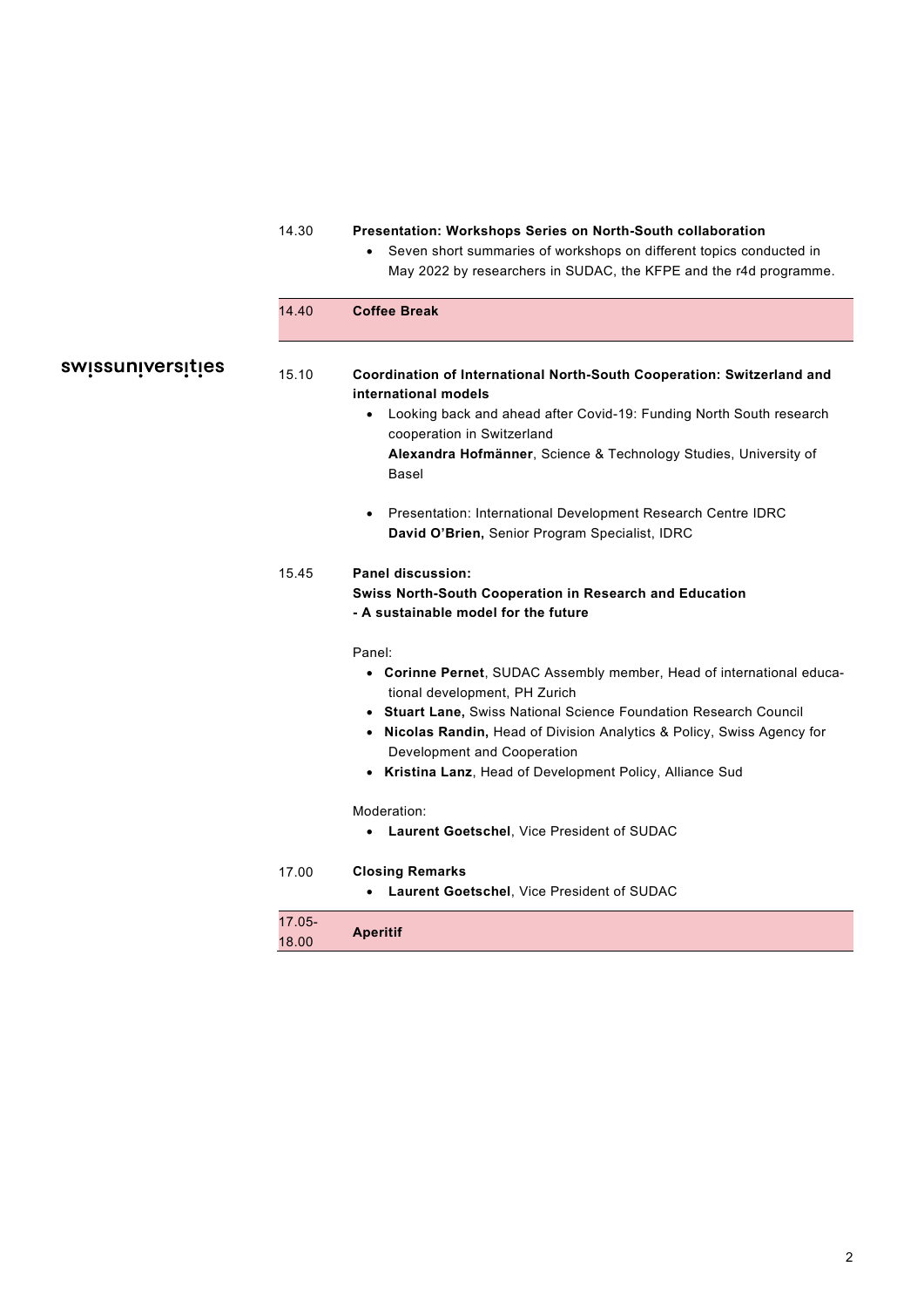| | |
|---|---|
| 14.30 | **Presentation: Workshops Series on North-South collaboration**<br>• Seven short summaries of workshops on different topics conducted in May 2022 by researchers in SUDAC, the KFPE and the r4d programme. |
| 14.40 | **Coffee Break** |
| 15.10 | **Coordination of International North-South Cooperation: Switzerland and international models**<br>• Looking back and ahead after Covid-19: Funding North South research cooperation in Switzerland<br>**Alexandra Hofmänner**, Science & Technology Studies, University of Basel<br>• Presentation: International Development Research Centre IDRC<br>**David O'Brien,** Senior Program Specialist, IDRC |
| 15.45 | **Panel discussion:**<br>**Swiss North-South Cooperation in Research and Education**<br>**- A sustainable model for the future**<br><br>Panel:<br>• **Corinne Pernet**, SUDAC Assembly member, Head of international educational development, PH Zurich<br>• **Stuart Lane,** Swiss National Science Foundation Research Council<br>• **Nicolas Randin,** Head of Division Analytics & Policy, Swiss Agency for Development and Cooperation<br>• **Kristina Lanz**, Head of Development Policy, Alliance Sud<br><br>Moderation:<br>• **Laurent Goetschel**, Vice President of SUDAC |
| 17.00 | **Closing Remarks**<br>• **Laurent Goetschel**, Vice President of SUDAC |
| 17.05-18.00 | **Aperitif** |